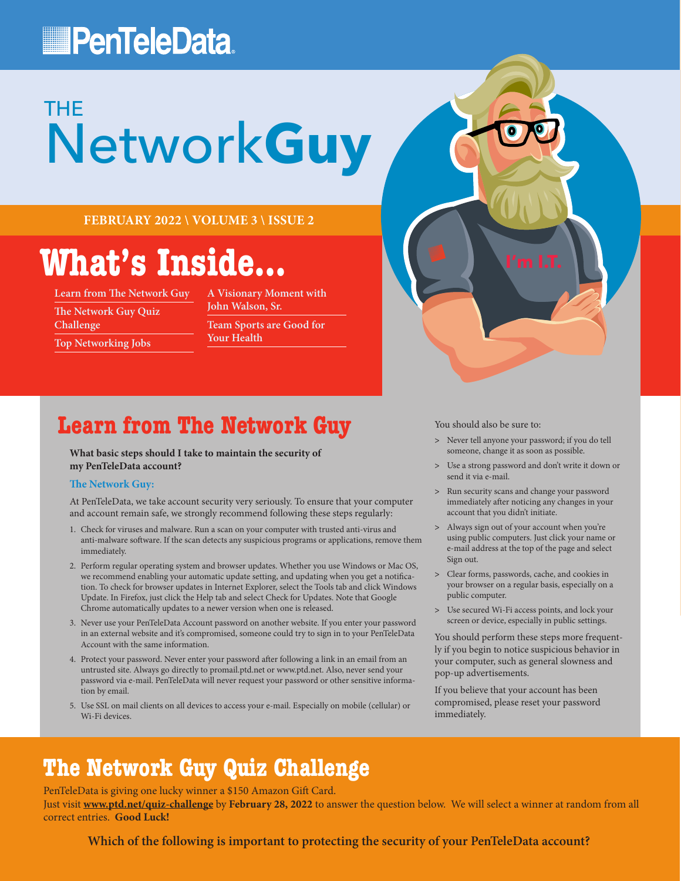# PenTeleData

# THE NetworkGuy

**FEBRUARY 2022 \ VOLUME 3 \ ISSUE 2**

## What's Inside...

- Learn from The Network Guy
- The Network Guy Quiz Challenge
- Top Networking Jobs
- A Visionary Moment with John Walson, Sr.
- Team Sports are Good for Your Health

## Learn from The Network Guy

**What basic steps should I take to maintain the security of my PenTeleData account?**

**The Network Guy:**

At PenTeleData, we take account security very seriously. To ensure that your computer and account remain safe, we strongly recommend following these steps regularly:

1. Check for viruses and malware. Run a scan on your computer with trusted anti-virus and anti-malware software. If the scan detects any suspicious programs or applications, remove them immediately.
2. Perform regular operating system and browser updates. Whether you use Windows or Mac OS, we recommend enabling your automatic update setting, and updating when you get a notification. To check for browser updates in Internet Explorer, select the Tools tab and click Windows Update. In Firefox, just click the Help tab and select Check for Updates. Note that Google Chrome automatically updates to a newer version when one is released.
3. Never use your PenTeleData Account password on another website. If you enter your password in an external website and it's compromised, someone could try to sign in to your PenTeleData Account with the same information.
4. Protect your password. Never enter your password after following a link in an email from an untrusted site. Always go directly to promail.ptd.net or www.ptd.net. Also, never send your password via e-mail. PenTeleData will never request your password or other sensitive information by email.
5. Use SSL on mail clients on all devices to access your e-mail. Especially on mobile (cellular) or Wi-Fi devices.

You should also be sure to:

- Never tell anyone your password; if you do tell someone, change it as soon as possible.
- Use a strong password and don't write it down or send it via e-mail.
- Run security scans and change your password immediately after noticing any changes in your account that you didn't initiate.
- Always sign out of your account when you're using public computers. Just click your name or e-mail address at the top of the page and select Sign out.
- Clear forms, passwords, cache, and cookies in your browser on a regular basis, especially on a public computer.
- Use secured Wi-Fi access points, and lock your screen or device, especially in public settings.

You should perform these steps more frequently if you begin to notice suspicious behavior in your computer, such as general slowness and pop-up advertisements.

If you believe that your account has been compromised, please reset your password immediately.

## The Network Guy Quiz Challenge

PenTeleData is giving one lucky winner a $150 Amazon Gift Card.
Just visit **www.ptd.net/quiz-challenge** by **February 28, 2022** to answer the question below. We will select a winner at random from all correct entries. **Good Luck!**

**Which of the following is important to protecting the security of your PenTeleData account?**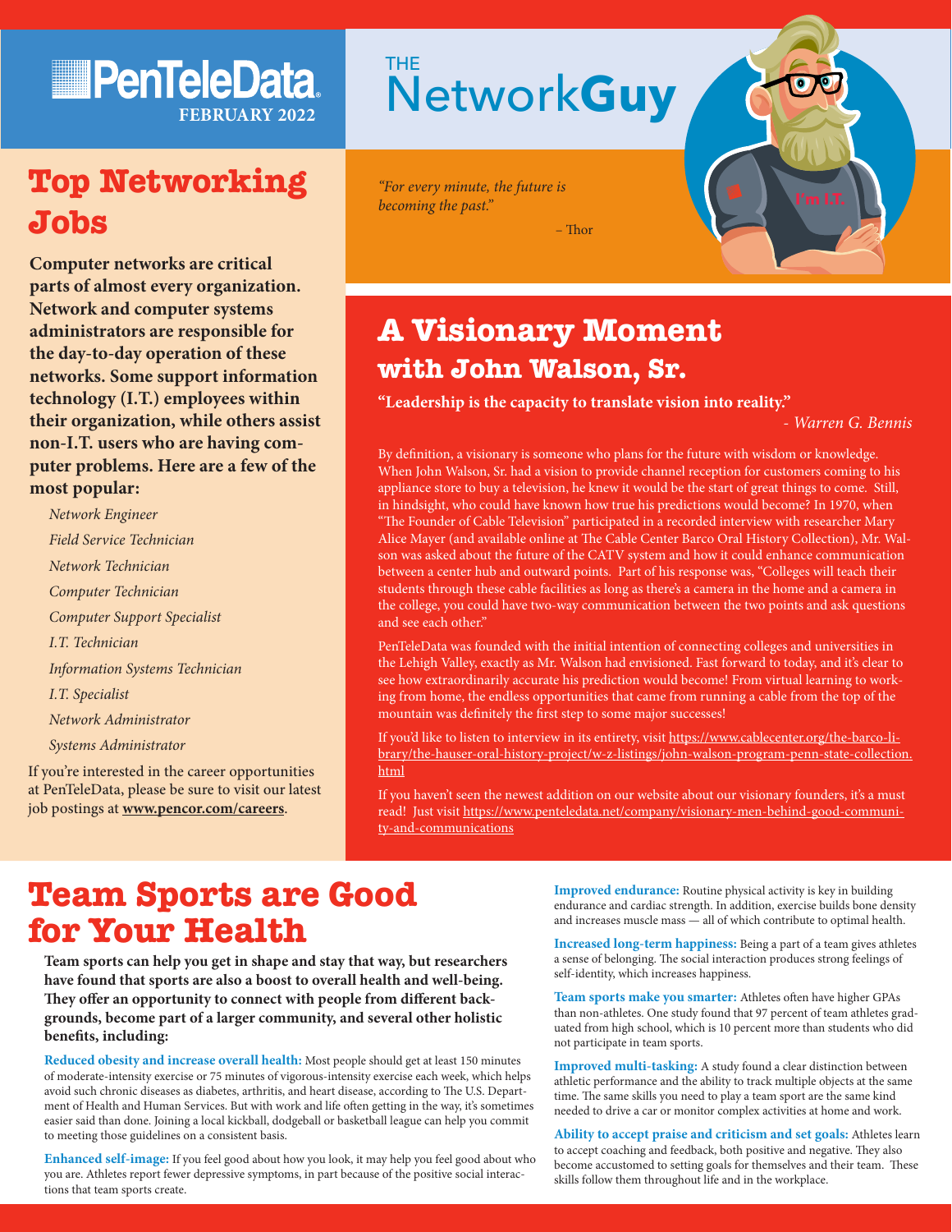# PenTeleData

**FEBRUARY 2022**

# THE Network**Guy**

*"For every minute, the future is becoming the past."*

– Thor

I'm I.T.

## Top Networking Jobs

**Computer networks are critical parts of almost every organization. Network and computer systems administrators are responsible for the day-to-day operation of these networks. Some support information technology (I.T.) employees within their organization, while others assist non-I.T. users who are having computer problems. Here are a few of the most popular:**

- *Network Engineer*
- *Field Service Technician*
- *Network Technician*
- *Computer Technician*
- *Computer Support Specialist*
- *I.T. Technician*
- *Information Systems Technician*
- *I.T. Specialist*
- *Network Administrator*
- *Systems Administrator*

If you're interested in the career opportunities at PenTeleData, please be sure to visit our latest job postings at **www.pencor.com/careers**.

## A Visionary Moment with John Walson, Sr.

**"Leadership is the capacity to translate vision into reality."**

*- Warren G. Bennis*

By definition, a visionary is someone who plans for the future with wisdom or knowledge. When John Walson, Sr. had a vision to provide channel reception for customers coming to his appliance store to buy a television, he knew it would be the start of great things to come. Still, in hindsight, who could have known how true his predictions would become? In 1970, when "The Founder of Cable Television" participated in a recorded interview with researcher Mary Alice Mayer (and available online at The Cable Center Barco Oral History Collection), Mr. Walson was asked about the future of the CATV system and how it could enhance communication between a center hub and outward points. Part of his response was, "Colleges will teach their students through these cable facilities as long as there's a camera in the home and a camera in the college, you could have two-way communication between the two points and ask questions and see each other."

PenTeleData was founded with the initial intention of connecting colleges and universities in the Lehigh Valley, exactly as Mr. Walson had envisioned. Fast forward to today, and it's clear to see how extraordinarily accurate his prediction would become! From virtual learning to working from home, the endless opportunities that came from running a cable from the top of the mountain was definitely the first step to some major successes!

If you'd like to listen to interview in its entirety, visit https://www.cablecenter.org/the-barco-library/the-hauser-oral-history-project/w-z-listings/john-walson-program-penn-state-collection.html

If you haven't seen the newest addition on our website about our visionary founders, it's a must read! Just visit https://www.penteledata.net/company/visionary-men-behind-good-community-and-communications

## Team Sports are Good for Your Health

**Team sports can help you get in shape and stay that way, but researchers have found that sports are also a boost to overall health and well-being. They offer an opportunity to connect with people from different backgrounds, become part of a larger community, and several other holistic benefits, including:**

**Reduced obesity and increase overall health:** Most people should get at least 150 minutes of moderate-intensity exercise or 75 minutes of vigorous-intensity exercise each week, which helps avoid such chronic diseases as diabetes, arthritis, and heart disease, according to The U.S. Department of Health and Human Services. But with work and life often getting in the way, it's sometimes easier said than done. Joining a local kickball, dodgeball or basketball league can help you commit to meeting those guidelines on a consistent basis.

**Enhanced self-image:** If you feel good about how you look, it may help you feel good about who you are. Athletes report fewer depressive symptoms, in part because of the positive social interactions that team sports create.

**Improved endurance:** Routine physical activity is key in building endurance and cardiac strength. In addition, exercise builds bone density and increases muscle mass — all of which contribute to optimal health.

**Increased long-term happiness:** Being a part of a team gives athletes a sense of belonging. The social interaction produces strong feelings of self-identity, which increases happiness.

**Team sports make you smarter:** Athletes often have higher GPAs than non-athletes. One study found that 97 percent of team athletes graduated from high school, which is 10 percent more than students who did not participate in team sports.

**Improved multi-tasking:** A study found a clear distinction between athletic performance and the ability to track multiple objects at the same time. The same skills you need to play a team sport are the same kind needed to drive a car or monitor complex activities at home and work.

**Ability to accept praise and criticism and set goals:** Athletes learn to accept coaching and feedback, both positive and negative. They also become accustomed to setting goals for themselves and their team. These skills follow them throughout life and in the workplace.